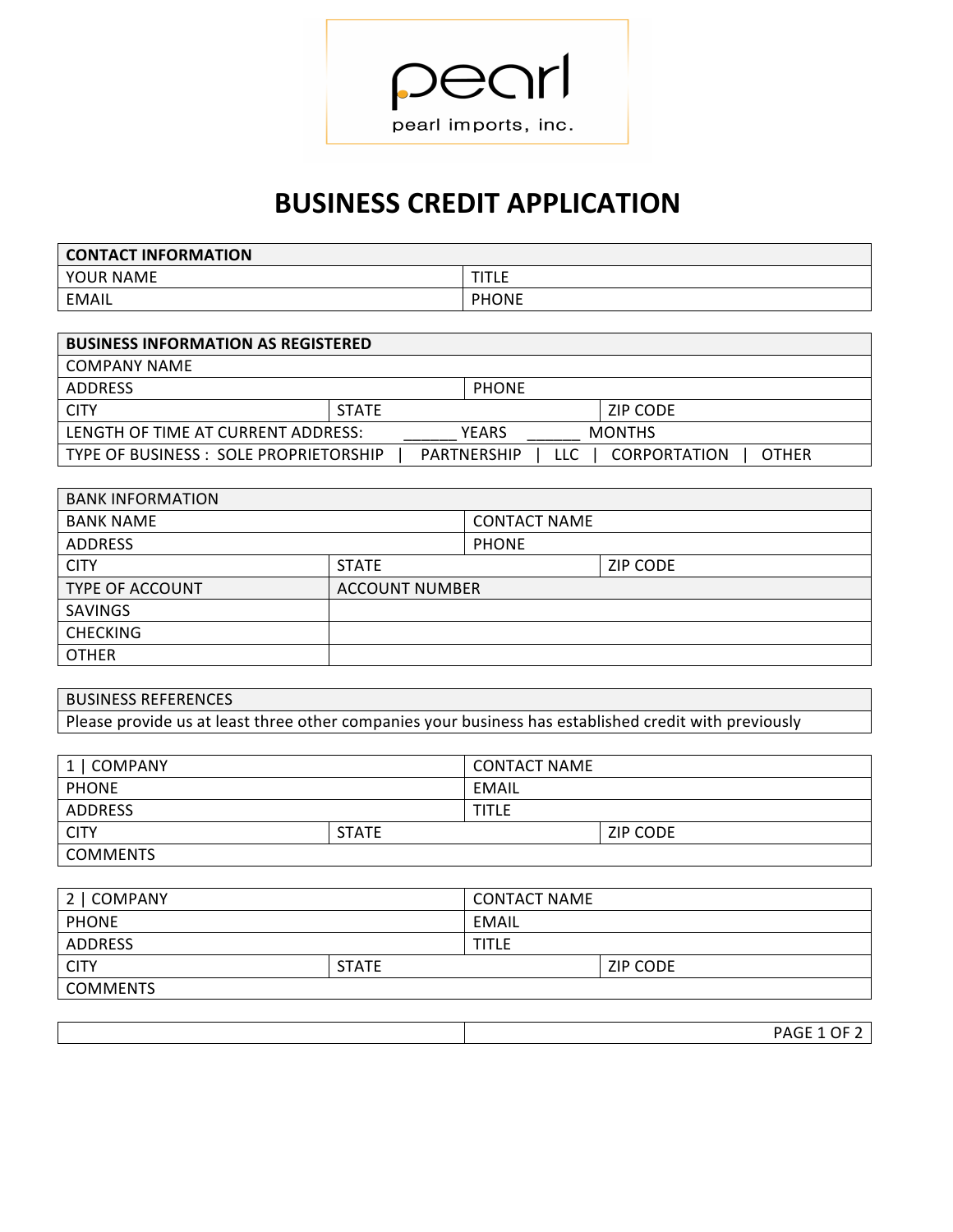pearl

pearl imports, inc.

# BUSINESS CREDIT APPLICATION

| **CONTACT INFORMATION** | |
|---|---|
| YOUR NAME | TITLE |
| EMAIL | PHONE |

| **BUSINESS INFORMATION AS REGISTERED** | | |
|---|---|---|
| COMPANY NAME | | |
| ADDRESS | PHONE | |
| CITY | STATE | ZIP CODE |
| LENGTH OF TIME AT CURRENT ADDRESS: ______ YEARS ______ MONTHS | | |
| TYPE OF BUSINESS : SOLE PROPRIETORSHIP \| PARTNERSHIP \| LLC \| CORPORTATION \| OTHER | | |

| BANK INFORMATION | | |
|---|---|---|
| BANK NAME | CONTACT NAME | |
| ADDRESS | PHONE | |
| CITY | STATE | ZIP CODE |
| TYPE OF ACCOUNT | ACCOUNT NUMBER | |
| SAVINGS | | |
| CHECKING | | |
| OTHER | | |

| BUSINESS REFERENCES |
|---|
| Please provide us at least three other companies your business has established credit with previously |

| 1 \| COMPANY | CONTACT NAME | |
|---|---|---|
| PHONE | EMAIL | |
| ADDRESS | TITLE | |
| CITY | STATE | ZIP CODE |
| COMMENTS | | |

| 2 \| COMPANY | CONTACT NAME | |
|---|---|---|
| PHONE | EMAIL | |
| ADDRESS | TITLE | |
| CITY | STATE | ZIP CODE |
| COMMENTS | | |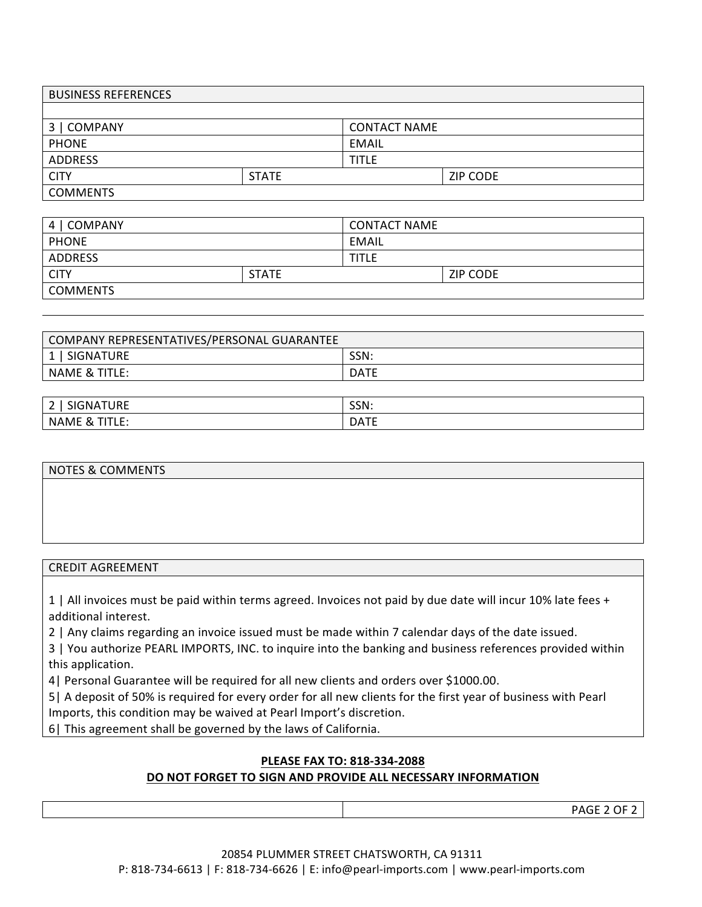| BUSINESS REFERENCES | | |
|---|---|---|
| | | |
| 3 \| COMPANY | | CONTACT NAME |
| PHONE | | EMAIL |
| ADDRESS | | TITLE |
| CITY | STATE | ZIP CODE |
| COMMENTS | | |

| | | |
|---|---|---|
| 4 \| COMPANY | | CONTACT NAME |
| PHONE | | EMAIL |
| ADDRESS | | TITLE |
| CITY | STATE | ZIP CODE |
| COMMENTS | | |

---

| COMPANY REPRESENTATIVES/PERSONAL GUARANTEE | |
|---|---|
| 1 \| SIGNATURE | SSN: |
| NAME & TITLE: | DATE |

| | |
|---|---|
| 2 \| SIGNATURE | SSN: |
| NAME & TITLE: | DATE |

| NOTES & COMMENTS |
|---|
| |

## CREDIT AGREEMENT

1 | All invoices must be paid within terms agreed. Invoices not paid by due date will incur 10% late fees + additional interest.
2 | Any claims regarding an invoice issued must be made within 7 calendar days of the date issued.
3 | You authorize PEARL IMPORTS, INC. to inquire into the banking and business references provided within this application.
4| Personal Guarantee will be required for all new clients and orders over $1000.00.
5| A deposit of 50% is required for every order for all new clients for the first year of business with Pearl Imports, this condition may be waived at Pearl Import's discretion.
6| This agreement shall be governed by the laws of California.

**PLEASE FAX TO: 818-334-2088**
**DO NOT FORGET TO SIGN AND PROVIDE ALL NECESSARY INFORMATION**

20854 PLUMMER STREET CHATSWORTH, CA 91311
P: 818-734-6613 | F: 818-734-6626 | E: info@pearl-imports.com | www.pearl-imports.com